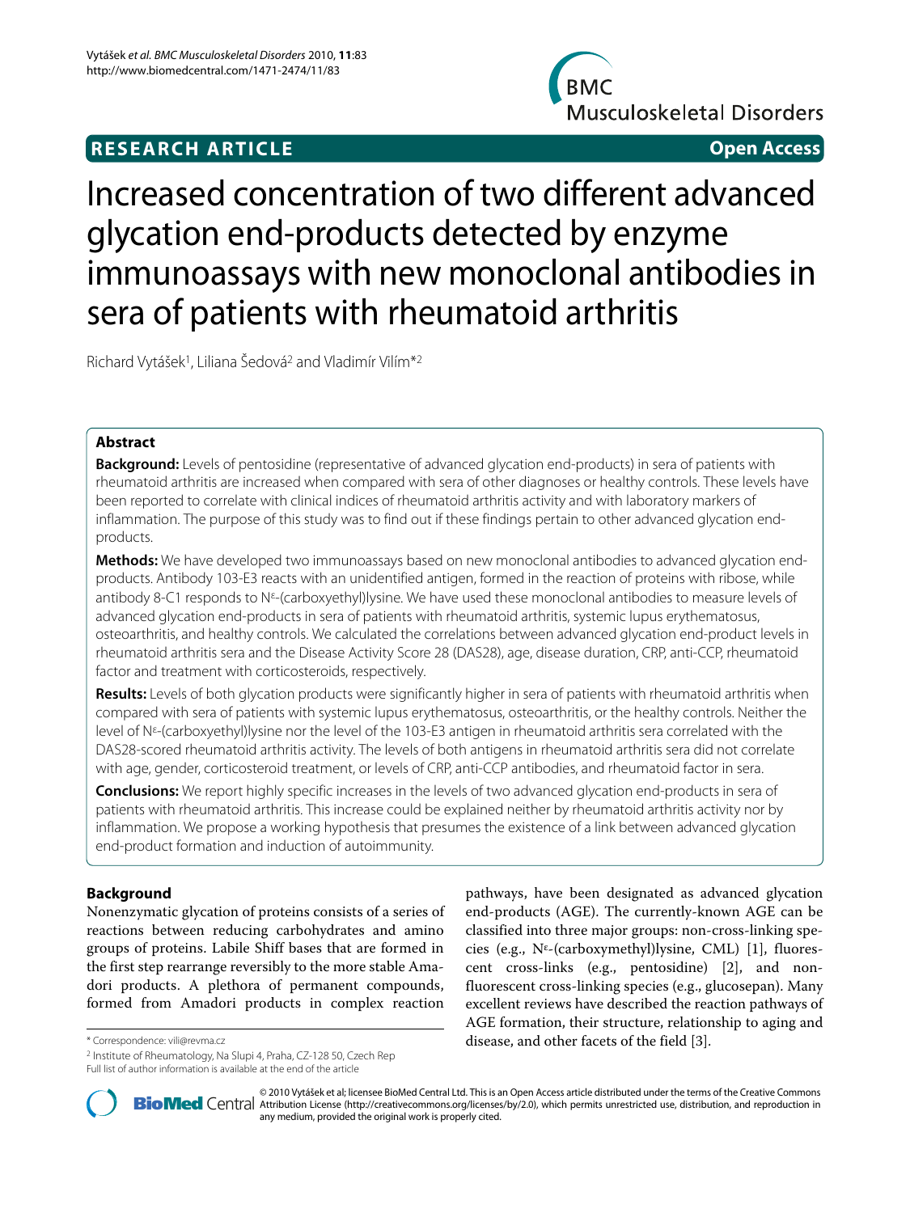**RESEARCH ARTICLE** **Open Access**

# Increased concentration of two different advanced glycation end-products detected by enzyme immunoassays with new monoclonal antibodies in sera of patients with rheumatoid arthritis

Richard Vytášek[1], Liliana Šedová[2] and Vladimír Vilím*[2]

## Abstract

**Background:** Levels of pentosidine (representative of advanced glycation end-products) in sera of patients with rheumatoid arthritis are increased when compared with sera of other diagnoses or healthy controls. These levels have been reported to correlate with clinical indices of rheumatoid arthritis activity and with laboratory markers of inflammation. The purpose of this study was to find out if these findings pertain to other advanced glycation end-products.

**Methods:** We have developed two immunoassays based on new monoclonal antibodies to advanced glycation end-products. Antibody 103-E3 reacts with an unidentified antigen, formed in the reaction of proteins with ribose, while antibody 8-C1 responds to $N^{\varepsilon}$-(carboxyethyl)lysine. We have used these monoclonal antibodies to measure levels of advanced glycation end-products in sera of patients with rheumatoid arthritis, systemic lupus erythematosus, osteoarthritis, and healthy controls. We calculated the correlations between advanced glycation end-product levels in rheumatoid arthritis sera and the Disease Activity Score 28 (DAS28), age, disease duration, CRP, anti-CCP, rheumatoid factor and treatment with corticosteroids, respectively.

**Results:** Levels of both glycation products were significantly higher in sera of patients with rheumatoid arthritis when compared with sera of patients with systemic lupus erythematosus, osteoarthritis, or the healthy controls. Neither the level of $N^{\varepsilon}$-(carboxyethyl)lysine nor the level of the 103-E3 antigen in rheumatoid arthritis sera correlated with the DAS28-scored rheumatoid arthritis activity. The levels of both antigens in rheumatoid arthritis sera did not correlate with age, gender, corticosteroid treatment, or levels of CRP, anti-CCP antibodies, and rheumatoid factor in sera.

**Conclusions:** We report highly specific increases in the levels of two advanced glycation end-products in sera of patients with rheumatoid arthritis. This increase could be explained neither by rheumatoid arthritis activity nor by inflammation. We propose a working hypothesis that presumes the existence of a link between advanced glycation end-product formation and induction of autoimmunity.

## Background

Nonenzymatic glycation of proteins consists of a series of reactions between reducing carbohydrates and amino groups of proteins. Labile Shiff bases that are formed in the first step rearrange reversibly to the more stable Amadori products. A plethora of permanent compounds, formed from Amadori products in complex reaction pathways, have been designated as advanced glycation end-products (AGE). The currently-known AGE can be classified into three major groups: non-cross-linking species (e.g., $N^{\varepsilon}$-(carboxymethyl)lysine, CML) [1], fluorescent cross-links (e.g., pentosidine) [2], and non-fluorescent cross-linking species (e.g., glucosepan). Many excellent reviews have described the reaction pathways of AGE formation, their structure, relationship to aging and disease, and other facets of the field [3].

\* Correspondence: vili@revma.cz

[2] Institute of Rheumatology, Na Slupi 4, Praha, CZ-128 50, Czech Rep

Full list of author information is available at the end of the article

© 2010 Vytášek et al; licensee BioMed Central Ltd. This is an Open Access article distributed under the terms of the Creative Commons Attribution License (http://creativecommons.org/licenses/by/2.0), which permits unrestricted use, distribution, and reproduction in any medium, provided the original work is properly cited.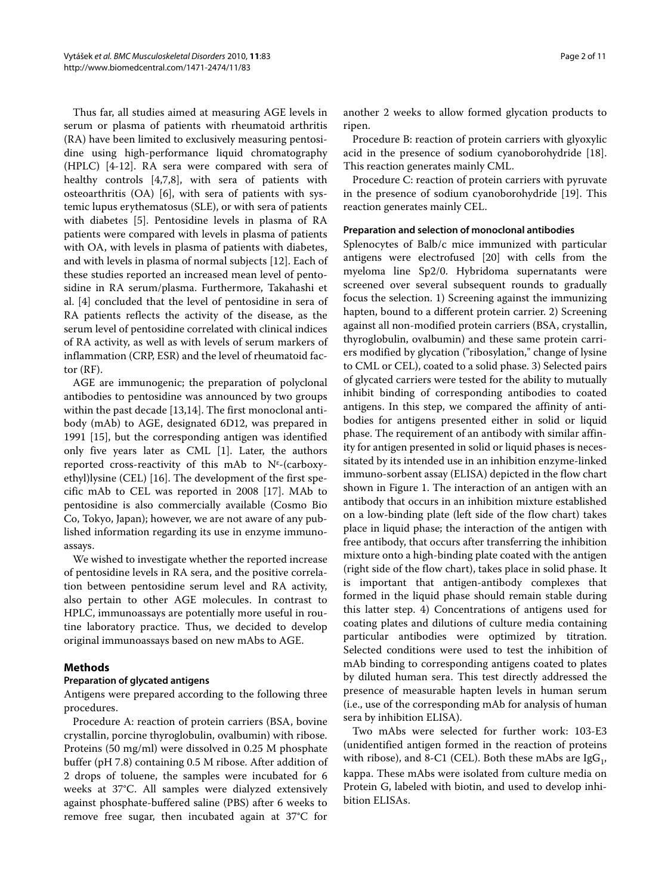Thus far, all studies aimed at measuring AGE levels in serum or plasma of patients with rheumatoid arthritis (RA) have been limited to exclusively measuring pentosidine using high-performance liquid chromatography (HPLC) [4-12]. RA sera were compared with sera of healthy controls [4,7,8], with sera of patients with osteoarthritis (OA) [6], with sera of patients with systemic lupus erythematosus (SLE), or with sera of patients with diabetes [5]. Pentosidine levels in plasma of RA patients were compared with levels in plasma of patients with OA, with levels in plasma of patients with diabetes, and with levels in plasma of normal subjects [12]. Each of these studies reported an increased mean level of pentosidine in RA serum/plasma. Furthermore, Takahashi et al. [4] concluded that the level of pentosidine in sera of RA patients reflects the activity of the disease, as the serum level of pentosidine correlated with clinical indices of RA activity, as well as with levels of serum markers of inflammation (CRP, ESR) and the level of rheumatoid factor (RF).

AGE are immunogenic; the preparation of polyclonal antibodies to pentosidine was announced by two groups within the past decade [13,14]. The first monoclonal antibody (mAb) to AGE, designated 6D12, was prepared in 1991 [15], but the corresponding antigen was identified only five years later as CML [1]. Later, the authors reported cross-reactivity of this mAb to $N^{\varepsilon}$-(carboxyethyl)lysine (CEL) [16]. The development of the first specific mAb to CEL was reported in 2008 [17]. MAb to pentosidine is also commercially available (Cosmo Bio Co, Tokyo, Japan); however, we are not aware of any published information regarding its use in enzyme immunoassays.

We wished to investigate whether the reported increase of pentosidine levels in RA sera, and the positive correlation between pentosidine serum level and RA activity, also pertain to other AGE molecules. In contrast to HPLC, immunoassays are potentially more useful in routine laboratory practice. Thus, we decided to develop original immunoassays based on new mAbs to AGE.

## Methods

### Preparation of glycated antigens

Antigens were prepared according to the following three procedures.

Procedure A: reaction of protein carriers (BSA, bovine crystallin, porcine thyroglobulin, ovalbumin) with ribose. Proteins (50 mg/ml) were dissolved in 0.25 M phosphate buffer (pH 7.8) containing 0.5 M ribose. After addition of 2 drops of toluene, the samples were incubated for 6 weeks at 37°C. All samples were dialyzed extensively against phosphate-buffered saline (PBS) after 6 weeks to remove free sugar, then incubated again at 37°C for another 2 weeks to allow formed glycation products to ripen.

Procedure B: reaction of protein carriers with glyoxylic acid in the presence of sodium cyanoborohydride [18]. This reaction generates mainly CML.

Procedure C: reaction of protein carriers with pyruvate in the presence of sodium cyanoborohydride [19]. This reaction generates mainly CEL.

### Preparation and selection of monoclonal antibodies

Splenocytes of Balb/c mice immunized with particular antigens were electrofused [20] with cells from the myeloma line Sp2/0. Hybridoma supernatants were screened over several subsequent rounds to gradually focus the selection. 1) Screening against the immunizing hapten, bound to a different protein carrier. 2) Screening against all non-modified protein carriers (BSA, crystallin, thyroglobulin, ovalbumin) and these same protein carriers modified by glycation ("ribosylation," change of lysine to CML or CEL), coated to a solid phase. 3) Selected pairs of glycated carriers were tested for the ability to mutually inhibit binding of corresponding antibodies to coated antigens. In this step, we compared the affinity of antibodies for antigens presented either in solid or liquid phase. The requirement of an antibody with similar affinity for antigen presented in solid or liquid phases is necessitated by its intended use in an inhibition enzyme-linked immuno-sorbent assay (ELISA) depicted in the flow chart shown in Figure 1. The interaction of an antigen with an antibody that occurs in an inhibition mixture established on a low-binding plate (left side of the flow chart) takes place in liquid phase; the interaction of the antigen with free antibody, that occurs after transferring the inhibition mixture onto a high-binding plate coated with the antigen (right side of the flow chart), takes place in solid phase. It is important that antigen-antibody complexes that formed in the liquid phase should remain stable during this latter step. 4) Concentrations of antigens used for coating plates and dilutions of culture media containing particular antibodies were optimized by titration. Selected conditions were used to test the inhibition of mAb binding to corresponding antigens coated to plates by diluted human sera. This test directly addressed the presence of measurable hapten levels in human serum (i.e., use of the corresponding mAb for analysis of human sera by inhibition ELISA).

Two mAbs were selected for further work: 103-E3 (unidentified antigen formed in the reaction of proteins with ribose), and 8-C1 (CEL). Both these mAbs are $IgG_1$, kappa. These mAbs were isolated from culture media on Protein G, labeled with biotin, and used to develop inhibition ELISAs.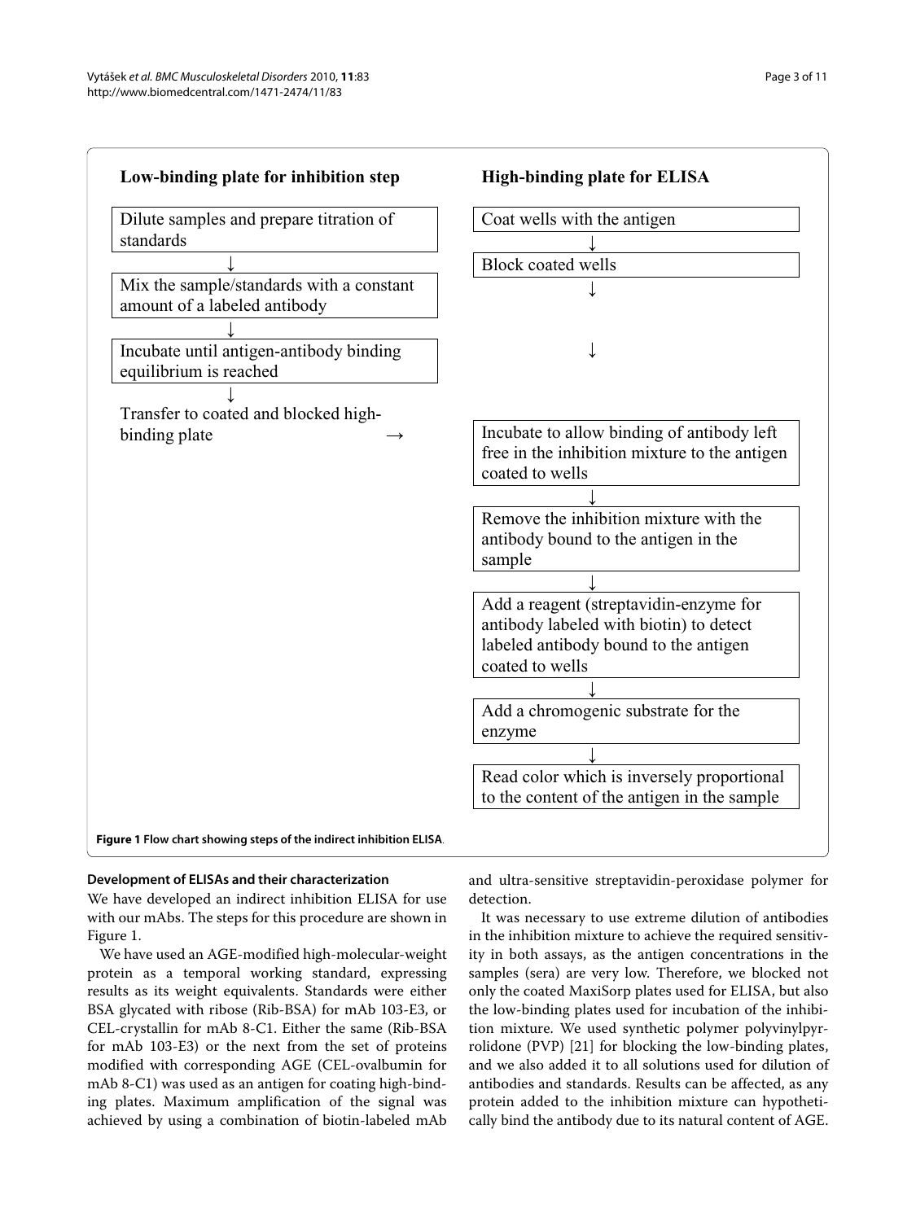**Low-binding plate for inhibition step**

Dilute samples and prepare titration of standards
↓
Mix the sample/standards with a constant amount of a labeled antibody
↓
Incubate until antigen-antibody binding equilibrium is reached
↓
Transfer to coated and blocked high-binding plate →

**High-binding plate for ELISA**

Coat wells with the antigen
↓
Block coated wells
↓
↓
Incubate to allow binding of antibody left free in the inhibition mixture to the antigen coated to wells
↓
Remove the inhibition mixture with the antibody bound to the antigen in the sample
↓
Add a reagent (streptavidin-enzyme for antibody labeled with biotin) to detect labeled antibody bound to the antigen coated to wells
↓
Add a chromogenic substrate for the enzyme
↓
Read color which is inversely proportional to the content of the antigen in the sample

**Figure 1 Flow chart showing steps of the indirect inhibition ELISA**.

#### Development of ELISAs and their characterization

We have developed an indirect inhibition ELISA for use with our mAbs. The steps for this procedure are shown in Figure 1.

We have used an AGE-modified high-molecular-weight protein as a temporal working standard, expressing results as its weight equivalents. Standards were either BSA glycated with ribose (Rib-BSA) for mAb 103-E3, or CEL-crystallin for mAb 8-C1. Either the same (Rib-BSA for mAb 103-E3) or the next from the set of proteins modified with corresponding AGE (CEL-ovalbumin for mAb 8-C1) was used as an antigen for coating high-binding plates. Maximum amplification of the signal was achieved by using a combination of biotin-labeled mAb and ultra-sensitive streptavidin-peroxidase polymer for detection.

It was necessary to use extreme dilution of antibodies in the inhibition mixture to achieve the required sensitivity in both assays, as the antigen concentrations in the samples (sera) are very low. Therefore, we blocked not only the coated MaxiSorp plates used for ELISA, but also the low-binding plates used for incubation of the inhibition mixture. We used synthetic polymer polyvinylpyrrolidone (PVP) [21] for blocking the low-binding plates, and we also added it to all solutions used for dilution of antibodies and standards. Results can be affected, as any protein added to the inhibition mixture can hypothetically bind the antibody due to its natural content of AGE.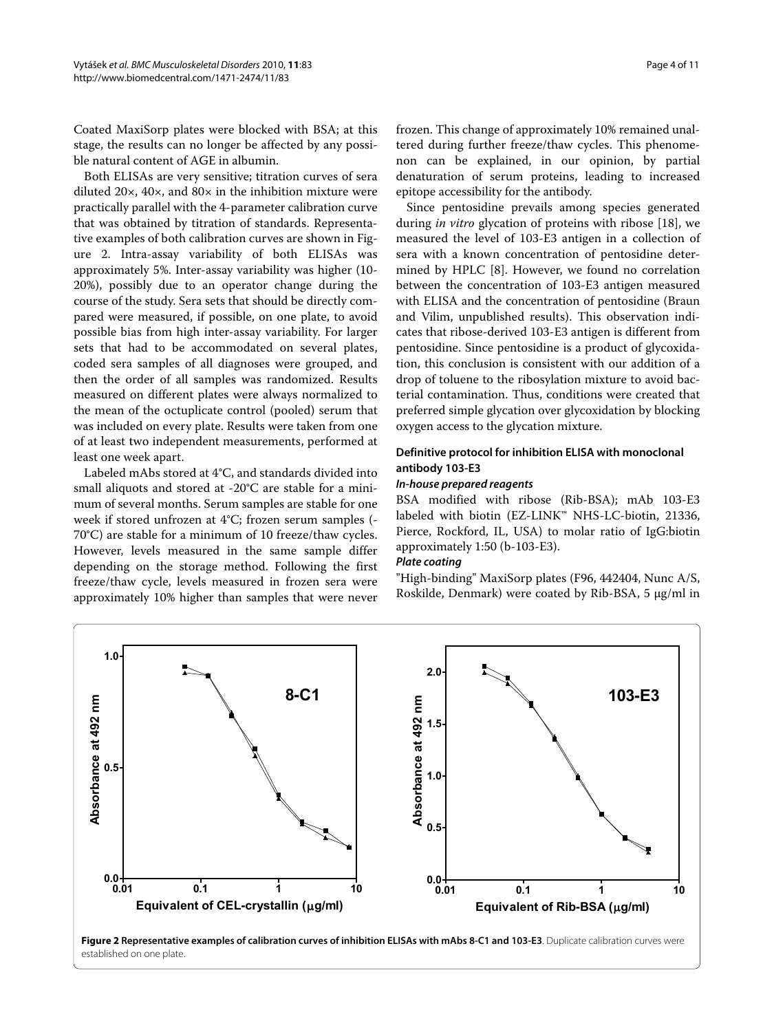Coated MaxiSorp plates were blocked with BSA; at this stage, the results can no longer be affected by any possible natural content of AGE in albumin.

Both ELISAs are very sensitive; titration curves of sera diluted 20×, 40×, and 80× in the inhibition mixture were practically parallel with the 4-parameter calibration curve that was obtained by titration of standards. Representative examples of both calibration curves are shown in Figure 2. Intra-assay variability of both ELISAs was approximately 5%. Inter-assay variability was higher (10-20%), possibly due to an operator change during the course of the study. Sera sets that should be directly compared were measured, if possible, on one plate, to avoid possible bias from high inter-assay variability. For larger sets that had to be accommodated on several plates, coded sera samples of all diagnoses were grouped, and then the order of all samples was randomized. Results measured on different plates were always normalized to the mean of the octuplicate control (pooled) serum that was included on every plate. Results were taken from one of at least two independent measurements, performed at least one week apart.

Labeled mAbs stored at 4°C, and standards divided into small aliquots and stored at -20°C are stable for a minimum of several months. Serum samples are stable for one week if stored unfrozen at 4°C; frozen serum samples (-70°C) are stable for a minimum of 10 freeze/thaw cycles. However, levels measured in the same sample differ depending on the storage method. Following the first freeze/thaw cycle, levels measured in frozen sera were approximately 10% higher than samples that were never frozen. This change of approximately 10% remained unaltered during further freeze/thaw cycles. This phenomenon can be explained, in our opinion, by partial denaturation of serum proteins, leading to increased epitope accessibility for the antibody.

Since pentosidine prevails among species generated during *in vitro* glycation of proteins with ribose [18], we measured the level of 103-E3 antigen in a collection of sera with a known concentration of pentosidine determined by HPLC [8]. However, we found no correlation between the concentration of 103-E3 antigen measured with ELISA and the concentration of pentosidine (Braun and Vilim, unpublished results). This observation indicates that ribose-derived 103-E3 antigen is different from pentosidine. Since pentosidine is a product of glycoxidation, this conclusion is consistent with our addition of a drop of toluene to the ribosylation mixture to avoid bacterial contamination. Thus, conditions were created that preferred simple glycation over glycoxidation by blocking oxygen access to the glycation mixture.

### Definitive protocol for inhibition ELISA with monoclonal antibody 103-E3

#### *In-house prepared reagents*

BSA modified with ribose (Rib-BSA); mAb 103-E3 labeled with biotin (EZ-LINK™ NHS-LC-biotin, 21336, Pierce, Rockford, IL, USA) to molar ratio of IgG:biotin approximately 1:50 (b-103-E3).

#### *Plate coating*

"High-binding" MaxiSorp plates (F96, 442404, Nunc A/S, Roskilde, Denmark) were coated by Rib-BSA, 5 μg/ml in

**Figure 2 Representative examples of calibration curves of inhibition ELISAs with mAbs 8-C1 and 103-E3**. Duplicate calibration curves were established on one plate.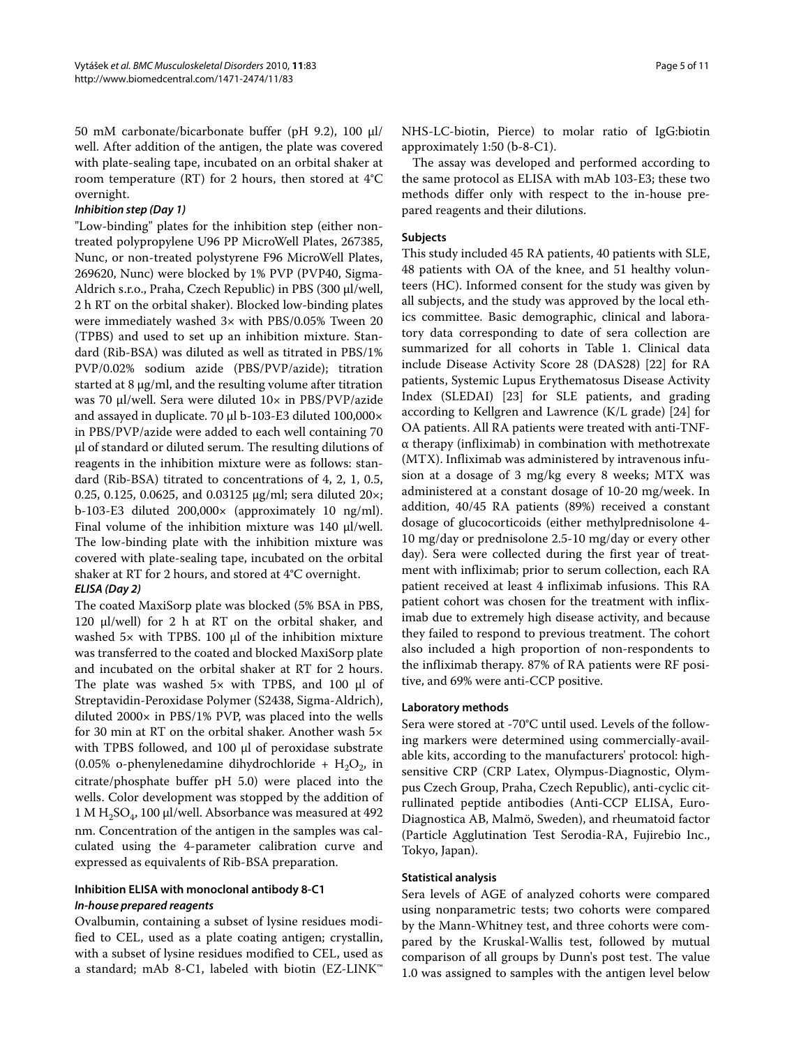50 mM carbonate/bicarbonate buffer (pH 9.2), 100 μl/well. After addition of the antigen, the plate was covered with plate-sealing tape, incubated on an orbital shaker at room temperature (RT) for 2 hours, then stored at 4°C overnight.

#### *Inhibition step (Day 1)*

"Low-binding" plates for the inhibition step (either non-treated polypropylene U96 PP MicroWell Plates, 267385, Nunc, or non-treated polystyrene F96 MicroWell Plates, 269620, Nunc) were blocked by 1% PVP (PVP40, Sigma-Aldrich s.r.o., Praha, Czech Republic) in PBS (300 μl/well, 2 h RT on the orbital shaker). Blocked low-binding plates were immediately washed 3× with PBS/0.05% Tween 20 (TPBS) and used to set up an inhibition mixture. Standard (Rib-BSA) was diluted as well as titrated in PBS/1% PVP/0.02% sodium azide (PBS/PVP/azide); titration started at 8 μg/ml, and the resulting volume after titration was 70 μl/well. Sera were diluted 10× in PBS/PVP/azide and assayed in duplicate. 70 μl b-103-E3 diluted 100,000× in PBS/PVP/azide were added to each well containing 70 μl of standard or diluted serum. The resulting dilutions of reagents in the inhibition mixture were as follows: standard (Rib-BSA) titrated to concentrations of 4, 2, 1, 0.5, 0.25, 0.125, 0.0625, and 0.03125 μg/ml; sera diluted 20×; b-103-E3 diluted 200,000× (approximately 10 ng/ml). Final volume of the inhibition mixture was 140 μl/well. The low-binding plate with the inhibition mixture was covered with plate-sealing tape, incubated on the orbital shaker at RT for 2 hours, and stored at 4°C overnight.

#### *ELISA (Day 2)*

The coated MaxiSorp plate was blocked (5% BSA in PBS, 120 μl/well) for 2 h at RT on the orbital shaker, and washed 5× with TPBS. 100 μl of the inhibition mixture was transferred to the coated and blocked MaxiSorp plate and incubated on the orbital shaker at RT for 2 hours. The plate was washed 5× with TPBS, and 100 μl of Streptavidin-Peroxidase Polymer (S2438, Sigma-Aldrich), diluted 2000× in PBS/1% PVP, was placed into the wells for 30 min at RT on the orbital shaker. Another wash 5× with TPBS followed, and 100 μl of peroxidase substrate (0.05% o-phenylenediamine dihydrochloride + $H_2O_2$, in citrate/phosphate buffer pH 5.0) were placed into the wells. Color development was stopped by the addition of 1 M $H_2SO_4$, 100 μl/well. Absorbance was measured at 492 nm. Concentration of the antigen in the samples was calculated using the 4-parameter calibration curve and expressed as equivalents of Rib-BSA preparation.

### Inhibition ELISA with monoclonal antibody 8-C1

#### *In-house prepared reagents*

Ovalbumin, containing a subset of lysine residues modified to CEL, used as a plate coating antigen; crystallin, with a subset of lysine residues modified to CEL, used as a standard; mAb 8-C1, labeled with biotin (EZ-LINK™ NHS-LC-biotin, Pierce) to molar ratio of IgG:biotin approximately 1:50 (b-8-C1).

The assay was developed and performed according to the same protocol as ELISA with mAb 103-E3; these two methods differ only with respect to the in-house prepared reagents and their dilutions.

### Subjects

This study included 45 RA patients, 40 patients with SLE, 48 patients with OA of the knee, and 51 healthy volunteers (HC). Informed consent for the study was given by all subjects, and the study was approved by the local ethics committee. Basic demographic, clinical and laboratory data corresponding to date of sera collection are summarized for all cohorts in Table 1. Clinical data include Disease Activity Score 28 (DAS28) [22] for RA patients, Systemic Lupus Erythematosus Disease Activity Index (SLEDAI) [23] for SLE patients, and grading according to Kellgren and Lawrence (K/L grade) [24] for OA patients. All RA patients were treated with anti-TNF-α therapy (infliximab) in combination with methotrexate (MTX). Infliximab was administered by intravenous infusion at a dosage of 3 mg/kg every 8 weeks; MTX was administered at a constant dosage of 10-20 mg/week. In addition, 40/45 RA patients (89%) received a constant dosage of glucocorticoids (either methylprednisolone 4-10 mg/day or prednisolone 2.5-10 mg/day or every other day). Sera were collected during the first year of treatment with infliximab; prior to serum collection, each RA patient received at least 4 infliximab infusions. This RA patient cohort was chosen for the treatment with infliximab due to extremely high disease activity, and because they failed to respond to previous treatment. The cohort also included a high proportion of non-respondents to the infliximab therapy. 87% of RA patients were RF positive, and 69% were anti-CCP positive.

### Laboratory methods

Sera were stored at -70°C until used. Levels of the following markers were determined using commercially-available kits, according to the manufacturers' protocol: high-sensitive CRP (CRP Latex, Olympus-Diagnostic, Olympus Czech Group, Praha, Czech Republic), anti-cyclic citrullinated peptide antibodies (Anti-CCP ELISA, Euro-Diagnostica AB, Malmö, Sweden), and rheumatoid factor (Particle Agglutination Test Serodia-RA, Fujirebio Inc., Tokyo, Japan).

### Statistical analysis

Sera levels of AGE of analyzed cohorts were compared using nonparametric tests; two cohorts were compared by the Mann-Whitney test, and three cohorts were compared by the Kruskal-Wallis test, followed by mutual comparison of all groups by Dunn's post test. The value 1.0 was assigned to samples with the antigen level below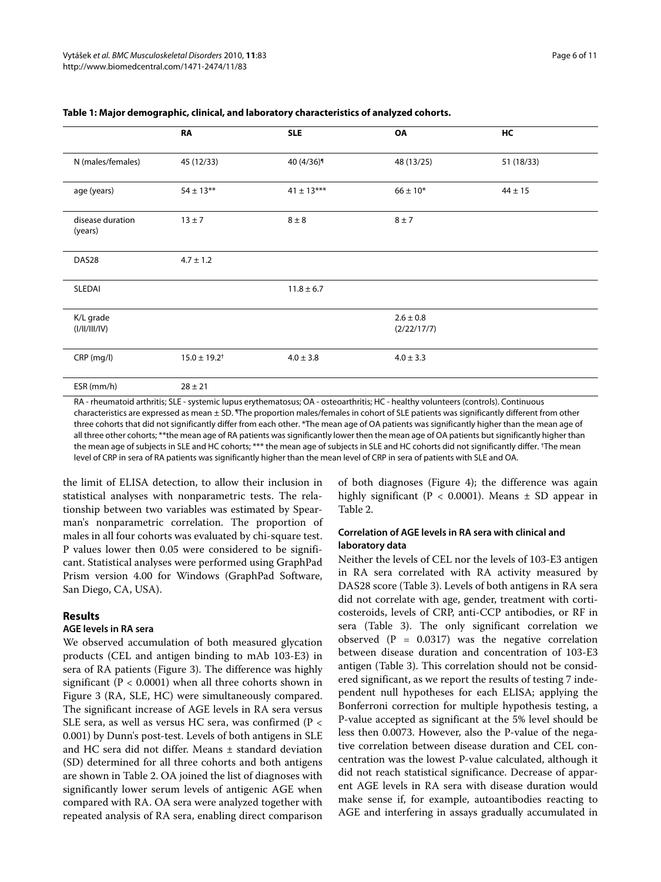**Table 1: Major demographic, clinical, and laboratory characteristics of analyzed cohorts.**

| | RA | SLE | OA | HC |
|---|---|---|---|---|
| N (males/females) | 45 (12/33) | 40 (4/36)[¶] | 48 (13/25) | 51 (18/33) |
| age (years) | 54 ± 13** | 41 ± 13*** | 66 ± 10* | 44 ± 15 |
| disease duration (years) | 13 ± 7 | 8 ± 8 | 8 ± 7 | |
| DAS28 | 4.7 ± 1.2 | | | |
| SLEDAI | | 11.8 ± 6.7 | | |
| K/L grade (I/II/III/IV) | | | 2.6 ± 0.8 (2/22/17/7) | |
| CRP (mg/l) | 15.0 ± 19.2[†] | 4.0 ± 3.8 | 4.0 ± 3.3 | |
| ESR (mm/h) | 28 ± 21 | | | |

RA - rheumatoid arthritis; SLE - systemic lupus erythematosus; OA - osteoarthritis; HC - healthy volunteers (controls). Continuous characteristics are expressed as mean ± SD. [¶]The proportion males/females in cohort of SLE patients was significantly different from other three cohorts that did not significantly differ from each other. *The mean age of OA patients was significantly higher than the mean age of all three other cohorts; **the mean age of RA patients was significantly lower then the mean age of OA patients but significantly higher than the mean age of subjects in SLE and HC cohorts; *** the mean age of subjects in SLE and HC cohorts did not significantly differ. [†]The mean level of CRP in sera of RA patients was significantly higher than the mean level of CRP in sera of patients with SLE and OA.

the limit of ELISA detection, to allow their inclusion in statistical analyses with nonparametric tests. The relationship between two variables was estimated by Spearman's nonparametric correlation. The proportion of males in all four cohorts was evaluated by chi-square test. P values lower then 0.05 were considered to be significant. Statistical analyses were performed using GraphPad Prism version 4.00 for Windows (GraphPad Software, San Diego, CA, USA).

## Results

### AGE levels in RA sera

We observed accumulation of both measured glycation products (CEL and antigen binding to mAb 103-E3) in sera of RA patients (Figure 3). The difference was highly significant ($P < 0.0001$) when all three cohorts shown in Figure 3 (RA, SLE, HC) were simultaneously compared. The significant increase of AGE levels in RA sera versus SLE sera, as well as versus HC sera, was confirmed ($P < 0.001$) by Dunn's post-test. Levels of both antigens in SLE and HC sera did not differ. Means ± standard deviation (SD) determined for all three cohorts and both antigens are shown in Table 2. OA joined the list of diagnoses with significantly lower serum levels of antigenic AGE when compared with RA. OA sera were analyzed together with repeated analysis of RA sera, enabling direct comparison of both diagnoses (Figure 4); the difference was again highly significant ($P < 0.0001$). Means ± SD appear in Table 2.

### Correlation of AGE levels in RA sera with clinical and laboratory data

Neither the levels of CEL nor the levels of 103-E3 antigen in RA sera correlated with RA activity measured by DAS28 score (Table 3). Levels of both antigens in RA sera did not correlate with age, gender, treatment with corticosteroids, levels of CRP, anti-CCP antibodies, or RF in sera (Table 3). The only significant correlation we observed ($P = 0.0317$) was the negative correlation between disease duration and concentration of 103-E3 antigen (Table 3). This correlation should not be considered significant, as we report the results of testing 7 independent null hypotheses for each ELISA; applying the Bonferroni correction for multiple hypothesis testing, a P-value accepted as significant at the 5% level should be less then 0.0073. However, also the P-value of the negative correlation between disease duration and CEL concentration was the lowest P-value calculated, although it did not reach statistical significance. Decrease of apparent AGE levels in RA sera with disease duration would make sense if, for example, autoantibodies reacting to AGE and interfering in assays gradually accumulated in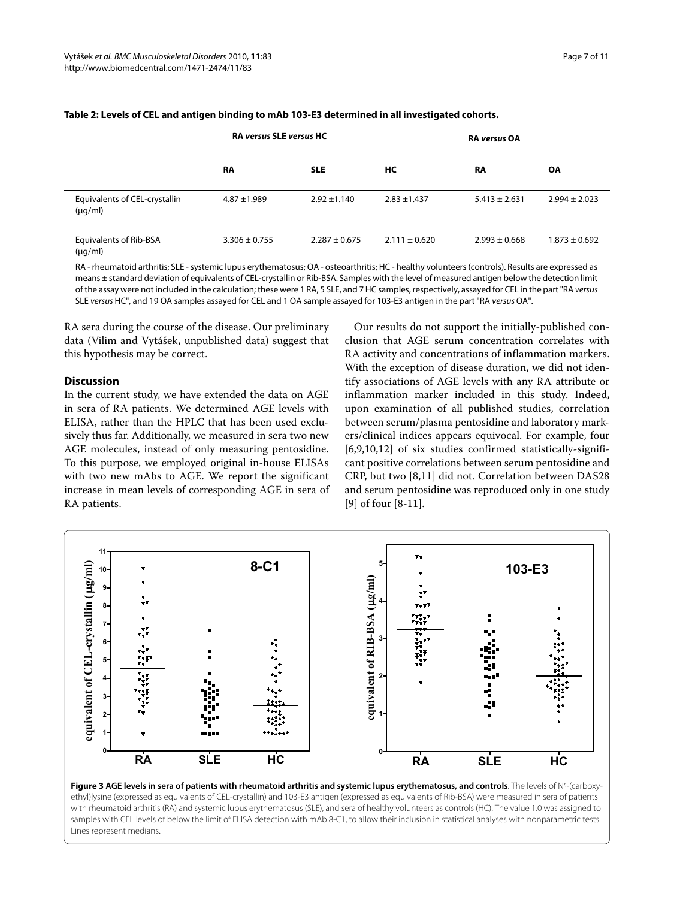**Table 2: Levels of CEL and antigen binding to mAb 103-E3 determined in all investigated cohorts.**

| | RA *versus* SLE *versus* HC | | | RA *versus* OA | |
|---|---|---|---|---|---|
| | **RA** | **SLE** | **HC** | **RA** | **OA** |
| Equivalents of CEL-crystallin (μg/ml) | 4.87 ±1.989 | 2.92 ±1.140 | 2.83 ±1.437 | 5.413 ± 2.631 | 2.994 ± 2.023 |
| Equivalents of Rib-BSA (μg/ml) | 3.306 ± 0.755 | 2.287 ± 0.675 | 2.111 ± 0.620 | 2.993 ± 0.668 | 1.873 ± 0.692 |

RA - rheumatoid arthritis; SLE - systemic lupus erythematosus; OA - osteoarthritis; HC - healthy volunteers (controls). Results are expressed as means ± standard deviation of equivalents of CEL-crystallin or Rib-BSA. Samples with the level of measured antigen below the detection limit of the assay were not included in the calculation; these were 1 RA, 5 SLE, and 7 HC samples, respectively, assayed for CEL in the part "RA *versus* SLE *versus* HC", and 19 OA samples assayed for CEL and 1 OA sample assayed for 103-E3 antigen in the part "RA *versus* OA".

RA sera during the course of the disease. Our preliminary data (Vilim and Vytášek, unpublished data) suggest that this hypothesis may be correct.

## Discussion

In the current study, we have extended the data on AGE in sera of RA patients. We determined AGE levels with ELISA, rather than the HPLC that has been used exclusively thus far. Additionally, we measured in sera two new AGE molecules, instead of only measuring pentosidine. To this purpose, we employed original in-house ELISAs with two new mAbs to AGE. We report the significant increase in mean levels of corresponding AGE in sera of RA patients.

Our results do not support the initially-published conclusion that AGE serum concentration correlates with RA activity and concentrations of inflammation markers. With the exception of disease duration, we did not identify associations of AGE levels with any RA attribute or inflammation marker included in this study. Indeed, upon examination of all published studies, correlation between serum/plasma pentosidine and laboratory markers/clinical indices appears equivocal. For example, four [6,9,10,12] of six studies confirmed statistically-significant positive correlations between serum pentosidine and CRP, but two [8,11] did not. Correlation between DAS28 and serum pentosidine was reproduced only in one study [9] of four [8-11].

**Figure 3 AGE levels in sera of patients with rheumatoid arthritis and systemic lupus erythematosus, and controls**. The levels of N$^{\varepsilon}$-(carboxyethyl)lysine (expressed as equivalents of CEL-crystallin) and 103-E3 antigen (expressed as equivalents of Rib-BSA) were measured in sera of patients with rheumatoid arthritis (RA) and systemic lupus erythematosus (SLE), and sera of healthy volunteers as controls (HC). The value 1.0 was assigned to samples with CEL levels of below the limit of ELISA detection with mAb 8-C1, to allow their inclusion in statistical analyses with nonparametric tests. Lines represent medians.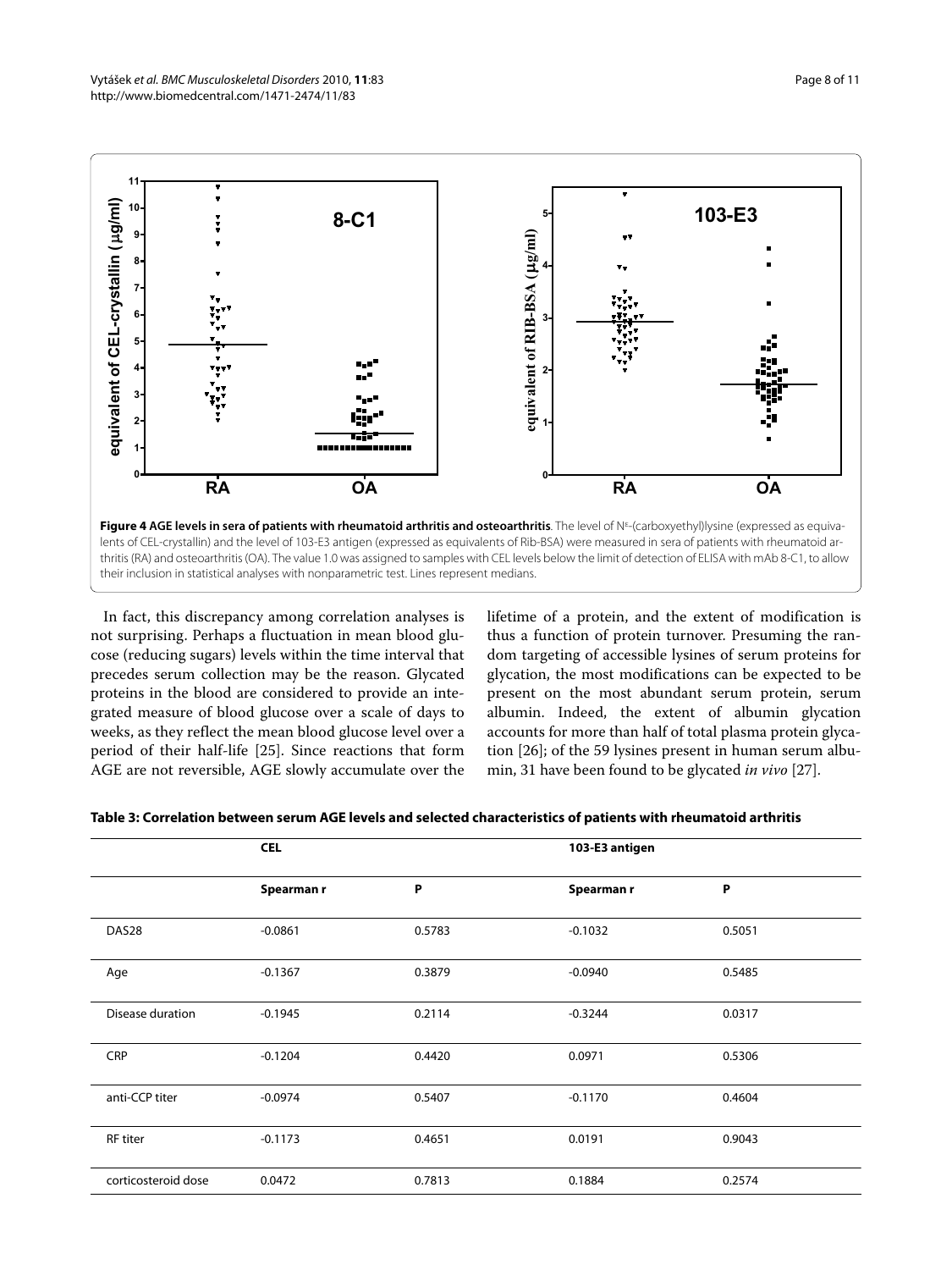**Figure 4 AGE levels in sera of patients with rheumatoid arthritis and osteoarthritis**. The level of $N^{\varepsilon}$-(carboxyethyl)lysine (expressed as equivalents of CEL-crystallin) and the level of 103-E3 antigen (expressed as equivalents of Rib-BSA) were measured in sera of patients with rheumatoid arthritis (RA) and osteoarthritis (OA). The value 1.0 was assigned to samples with CEL levels below the limit of detection of ELISA with mAb 8-C1, to allow their inclusion in statistical analyses with nonparametric test. Lines represent medians.

In fact, this discrepancy among correlation analyses is not surprising. Perhaps a fluctuation in mean blood glucose (reducing sugars) levels within the time interval that precedes serum collection may be the reason. Glycated proteins in the blood are considered to provide an integrated measure of blood glucose over a scale of days to weeks, as they reflect the mean blood glucose level over a period of their half-life [25]. Since reactions that form AGE are not reversible, AGE slowly accumulate over the lifetime of a protein, and the extent of modification is thus a function of protein turnover. Presuming the random targeting of accessible lysines of serum proteins for glycation, the most modifications can be expected to be present on the most abundant serum protein, serum albumin. Indeed, the extent of albumin glycation accounts for more than half of total plasma protein glycation [26]; of the 59 lysines present in human serum albumin, 31 have been found to be glycated *in vivo* [27].

**Table 3: Correlation between serum AGE levels and selected characteristics of patients with rheumatoid arthritis**

| | CEL | | 103-E3 antigen | |
|---|---|---|---|---|
| | Spearman r | P | Spearman r | P |
| DAS28 | -0.0861 | 0.5783 | -0.1032 | 0.5051 |
| Age | -0.1367 | 0.3879 | -0.0940 | 0.5485 |
| Disease duration | -0.1945 | 0.2114 | -0.3244 | 0.0317 |
| CRP | -0.1204 | 0.4420 | 0.0971 | 0.5306 |
| anti-CCP titer | -0.0974 | 0.5407 | -0.1170 | 0.4604 |
| RF titer | -0.1173 | 0.4651 | 0.0191 | 0.9043 |
| corticosteroid dose | 0.0472 | 0.7813 | 0.1884 | 0.2574 |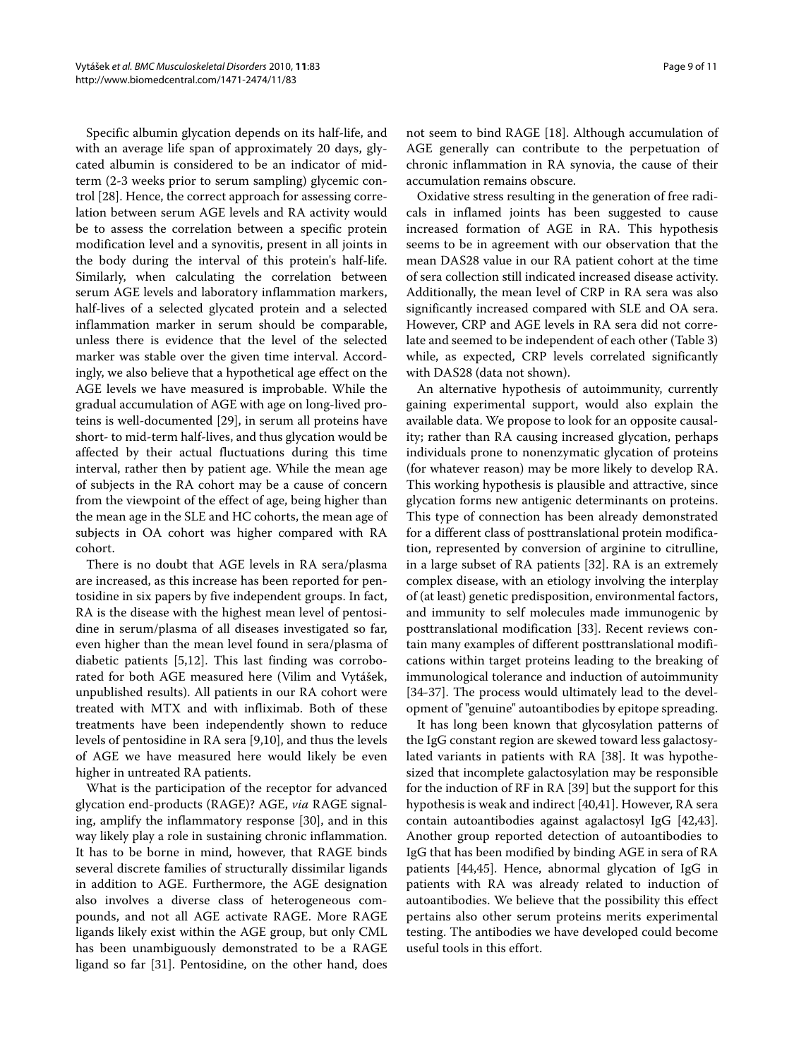Specific albumin glycation depends on its half-life, and with an average life span of approximately 20 days, glycated albumin is considered to be an indicator of mid-term (2-3 weeks prior to serum sampling) glycemic control [28]. Hence, the correct approach for assessing correlation between serum AGE levels and RA activity would be to assess the correlation between a specific protein modification level and a synovitis, present in all joints in the body during the interval of this protein's half-life. Similarly, when calculating the correlation between serum AGE levels and laboratory inflammation markers, half-lives of a selected glycated protein and a selected inflammation marker in serum should be comparable, unless there is evidence that the level of the selected marker was stable over the given time interval. Accordingly, we also believe that a hypothetical age effect on the AGE levels we have measured is improbable. While the gradual accumulation of AGE with age on long-lived proteins is well-documented [29], in serum all proteins have short- to mid-term half-lives, and thus glycation would be affected by their actual fluctuations during this time interval, rather then by patient age. While the mean age of subjects in the RA cohort may be a cause of concern from the viewpoint of the effect of age, being higher than the mean age in the SLE and HC cohorts, the mean age of subjects in OA cohort was higher compared with RA cohort.

There is no doubt that AGE levels in RA sera/plasma are increased, as this increase has been reported for pentosidine in six papers by five independent groups. In fact, RA is the disease with the highest mean level of pentosidine in serum/plasma of all diseases investigated so far, even higher than the mean level found in sera/plasma of diabetic patients [5,12]. This last finding was corroborated for both AGE measured here (Vilim and Vytášek, unpublished results). All patients in our RA cohort were treated with MTX and with infliximab. Both of these treatments have been independently shown to reduce levels of pentosidine in RA sera [9,10], and thus the levels of AGE we have measured here would likely be even higher in untreated RA patients.

What is the participation of the receptor for advanced glycation end-products (RAGE)? AGE, *via* RAGE signaling, amplify the inflammatory response [30], and in this way likely play a role in sustaining chronic inflammation. It has to be borne in mind, however, that RAGE binds several discrete families of structurally dissimilar ligands in addition to AGE. Furthermore, the AGE designation also involves a diverse class of heterogeneous compounds, and not all AGE activate RAGE. More RAGE ligands likely exist within the AGE group, but only CML has been unambiguously demonstrated to be a RAGE ligand so far [31]. Pentosidine, on the other hand, does not seem to bind RAGE [18]. Although accumulation of AGE generally can contribute to the perpetuation of chronic inflammation in RA synovia, the cause of their accumulation remains obscure.

Oxidative stress resulting in the generation of free radicals in inflamed joints has been suggested to cause increased formation of AGE in RA. This hypothesis seems to be in agreement with our observation that the mean DAS28 value in our RA patient cohort at the time of sera collection still indicated increased disease activity. Additionally, the mean level of CRP in RA sera was also significantly increased compared with SLE and OA sera. However, CRP and AGE levels in RA sera did not correlate and seemed to be independent of each other (Table 3) while, as expected, CRP levels correlated significantly with DAS28 (data not shown).

An alternative hypothesis of autoimmunity, currently gaining experimental support, would also explain the available data. We propose to look for an opposite causality; rather than RA causing increased glycation, perhaps individuals prone to nonenzymatic glycation of proteins (for whatever reason) may be more likely to develop RA. This working hypothesis is plausible and attractive, since glycation forms new antigenic determinants on proteins. This type of connection has been already demonstrated for a different class of posttranslational protein modification, represented by conversion of arginine to citrulline, in a large subset of RA patients [32]. RA is an extremely complex disease, with an etiology involving the interplay of (at least) genetic predisposition, environmental factors, and immunity to self molecules made immunogenic by posttranslational modification [33]. Recent reviews contain many examples of different posttranslational modifications within target proteins leading to the breaking of immunological tolerance and induction of autoimmunity [34-37]. The process would ultimately lead to the development of "genuine" autoantibodies by epitope spreading.

It has long been known that glycosylation patterns of the IgG constant region are skewed toward less galactosylated variants in patients with RA [38]. It was hypothesized that incomplete galactosylation may be responsible for the induction of RF in RA [39] but the support for this hypothesis is weak and indirect [40,41]. However, RA sera contain autoantibodies against agalactosyl IgG [42,43]. Another group reported detection of autoantibodies to IgG that has been modified by binding AGE in sera of RA patients [44,45]. Hence, abnormal glycation of IgG in patients with RA was already related to induction of autoantibodies. We believe that the possibility this effect pertains also other serum proteins merits experimental testing. The antibodies we have developed could become useful tools in this effort.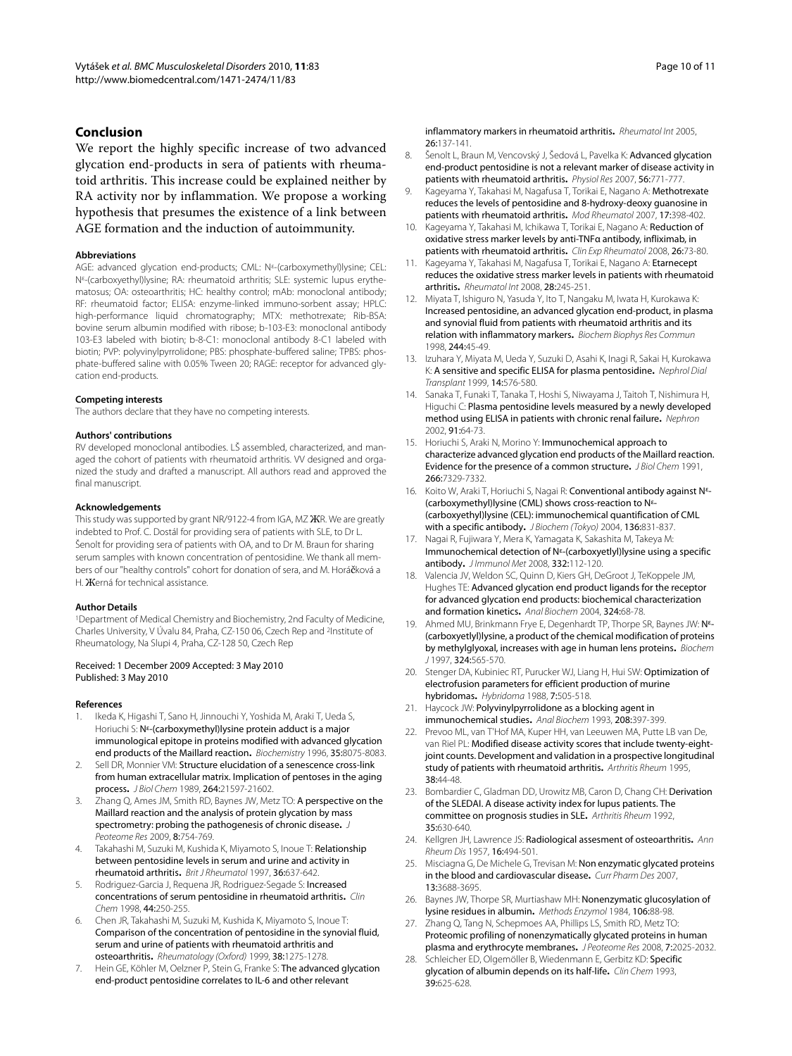## Conclusion

We report the highly specific increase of two advanced glycation end-products in sera of patients with rheumatoid arthritis. This increase could be explained neither by RA activity nor by inflammation. We propose a working hypothesis that presumes the existence of a link between AGE formation and the induction of autoimmunity.

#### Abbreviations

AGE: advanced glycation end-products; CML: $N^{\varepsilon}$-(carboxymethyl)lysine; CEL: $N^{\varepsilon}$-(carboxyethyl)lysine; RA: rheumatoid arthritis; SLE: systemic lupus erythematosus; OA: osteoarthritis; HC: healthy control; mAb: monoclonal antibody; RF: rheumatoid factor; ELISA: enzyme-linked immuno-sorbent assay; HPLC: high-performance liquid chromatography; MTX: methotrexate; Rib-BSA: bovine serum albumin modified with ribose; b-103-E3: monoclonal antibody 103-E3 labeled with biotin; b-8-C1: monoclonal antibody 8-C1 labeled with biotin; PVP: polyvinylpyrrolidone; PBS: phosphate-buffered saline; TPBS: phosphate-buffered saline with 0.05% Tween 20; RAGE: receptor for advanced glycation end-products.

#### Competing interests

The authors declare that they have no competing interests.

#### Authors' contributions

RV developed monoclonal antibodies. LŠ assembled, characterized, and managed the cohort of patients with rheumatoid arthritis. VV designed and organized the study and drafted a manuscript. All authors read and approved the final manuscript.

#### Acknowledgements

This study was supported by grant NR/9122-4 from IGA, MZ ЖR. We are greatly indebted to Prof. C. Dostál for providing sera of patients with SLE, to Dr L. Šenolt for providing sera of patients with OA, and to Dr M. Braun for sharing serum samples with known concentration of pentosidine. We thank all members of our "healthy controls" cohort for donation of sera, and M. Horáčková a H. Жerná for technical assistance.

#### Author Details

[1]Department of Medical Chemistry and Biochemistry, 2nd Faculty of Medicine, Charles University, V Úvalu 84, Praha, CZ-150 06, Czech Rep and [2]Institute of Rheumatology, Na Slupi 4, Praha, CZ-128 50, Czech Rep

Received: 1 December 2009 Accepted: 3 May 2010
Published: 3 May 2010

#### References

1. Ikeda K, Higashi T, Sano H, Jinnouchi Y, Yoshida M, Araki T, Ueda S, Horiuchi S: **$N^{\varepsilon}$-(carboxymethyl)lysine protein adduct is a major immunological epitope in proteins modified with advanced glycation end products of the Maillard reaction.** *Biochemistry* 1996, **35:**8075-8083.
2. Sell DR, Monnier VM: **Structure elucidation of a senescence cross-link from human extracellular matrix. Implication of pentoses in the aging process.** *J Biol Chem* 1989, **264:**21597-21602.
3. Zhang Q, Ames JM, Smith RD, Baynes JW, Metz TO: **A perspective on the Maillard reaction and the analysis of protein glycation by mass spectrometry: probing the pathogenesis of chronic disease.** *J Peoteome Res* 2009, **8:**754-769.
4. Takahashi M, Suzuki M, Kushida K, Miyamoto S, Inoue T: **Relationship between pentosidine levels in serum and urine and activity in rheumatoid arthritis.** *Brit J Rheumatol* 1997, **36:**637-642.
5. Rodriguez-Garcia J, Requena JR, Rodriguez-Segade S: **Increased concentrations of serum pentosidine in rheumatoid arthritis.** *Clin Chem* 1998, **44:**250-255.
6. Chen JR, Takahashi M, Suzuki M, Kushida K, Miyamoto S, Inoue T: **Comparison of the concentration of pentosidine in the synovial fluid, serum and urine of patients with rheumatoid arthritis and osteoarthritis.** *Rheumatology (Oxford)* 1999, **38:**1275-1278.
7. Hein GE, Köhler M, Oelzner P, Stein G, Franke S: **The advanced glycation end-product pentosidine correlates to IL-6 and other relevant inflammatory markers in rheumatoid arthritis.** *Rheumatol Int* 2005, **26:**137-141.
8. Šenolt L, Braun M, Vencovský J, Šedová L, Pavelka K: **Advanced glycation end-product pentosidine is not a relevant marker of disease activity in patients with rheumatoid arthritis.** *Physiol Res* 2007, **56:**771-777.
9. Kageyama Y, Takahasi M, Nagafusa T, Torikai E, Nagano A: **Methotrexate reduces the levels of pentosidine and 8-hydroxy-deoxy guanosine in patients with rheumatoid arthritis.** *Mod Rheumatol* 2007, **17:**398-402.
10. Kageyama Y, Takahasi M, Ichikawa T, Torikai E, Nagano A: **Reduction of oxidative stress marker levels by anti-TNFα antibody, infliximab, in patients with rheumatoid arthritis.** *Clin Exp Rheumatol* 2008, **26:**73-80.
11. Kageyama Y, Takahasi M, Nagafusa T, Torikai E, Nagano A: **Etarnecept reduces the oxidative stress marker levels in patients with rheumatoid arthritis.** *Rheumatol Int* 2008, **28:**245-251.
12. Miyata T, Ishiguro N, Yasuda Y, Ito T, Nangaku M, Iwata H, Kurokawa K: **Increased pentosidine, an advanced glycation end-product, in plasma and synovial fluid from patients with rheumatoid arthritis and its relation with inflammatory markers.** *Biochem Biophys Res Commun* 1998, **244:**45-49.
13. Izuhara Y, Miyata M, Ueda Y, Suzuki D, Asahi K, Inagi R, Sakai H, Kurokawa K: **A sensitive and specific ELISA for plasma pentosidine.** *Nephrol Dial Transplant* 1999, **14:**576-580.
14. Sanaka T, Funaki T, Tanaka T, Hoshi S, Niwayama J, Taitoh T, Nishimura H, Higuchi C: **Plasma pentosidine levels measured by a newly developed method using ELISA in patients with chronic renal failure.** *Nephron* 2002, **91:**64-73.
15. Horiuchi S, Araki N, Morino Y: **Immunochemical approach to characterize advanced glycation end products of the Maillard reaction. Evidence for the presence of a common structure.** *J Biol Chem* 1991, **266:**7329-7332.
16. Koito W, Araki T, Horiuchi S, Nagai R: **Conventional antibody against $N^{\varepsilon}$-(carboxymethyl)lysine (CML) shows cross-reaction to $N^{\varepsilon}$-(carboxyethyl)lysine (CEL): immunochemical quantification of CML with a specific antibody.** *J Biochem (Tokyo)* 2004, **136:**831-837.
17. Nagai R, Fujiwara Y, Mera K, Yamagata K, Sakashita M, Takeya M: **Immunochemical detection of $N^{\varepsilon}$-(carboxyetlyl)lysine using a specific antibody.** *J Immunol Met* 2008, **332:**112-120.
18. Valencia JV, Weldon SC, Quinn D, Kiers GH, DeGroot J, TeKoppele JM, Hughes TE: **Advanced glycation end product ligands for the receptor for advanced glycation end products: biochemical characterization and formation kinetics.** *Anal Biochem* 2004, **324:**68-78.
19. Ahmed MU, Brinkmann Frye E, Degenhardt TP, Thorpe SR, Baynes JW: **$N^{\varepsilon}$-(carboxyetlyl)lysine, a product of the chemical modification of proteins by methylglyoxal, increases with age in human lens proteins.** *Biochem J* 1997, **324:**565-570.
20. Stenger DA, Kubiniec RT, Purucker WJ, Liang H, Hui SW: **Optimization of electrofusion parameters for efficient production of murine hybridomas.** *Hybridoma* 1988, **7:**505-518.
21. Haycock JW: **Polyvinylpyrrolidone as a blocking agent in immunochemical studies.** *Anal Biochem* 1993, **208:**397-399.
22. Prevoo ML, van T'Hof MA, Kuper HH, van Leeuwen MA, Putte LB van De, van Riel PL: **Modified disease activity scores that include twenty-eight-joint counts. Development and validation in a prospective longitudinal study of patients with rheumatoid arthritis.** *Arthritis Rheum* 1995, **38:**44-48.
23. Bombardier C, Gladman DD, Urowitz MB, Caron D, Chang CH: **Derivation of the SLEDAI. A disease activity index for lupus patients. The committee on prognosis studies in SLE.** *Arthritis Rheum* 1992, **35:**630-640.
24. Kellgren JH, Lawrence JS: **Radiological assesment of osteoarthritis.** *Ann Rheum Dis* 1957, **16:**494-501.
25. Misciagna G, De Michele G, Trevisan M: **Non enzymatic glycated proteins in the blood and cardiovascular disease.** *Curr Pharm Des* 2007, **13:**3688-3695.
26. Baynes JW, Thorpe SR, Murtiashaw MH: **Nonenzymatic glucosylation of lysine residues in albumin.** *Methods Enzymol* 1984, **106:**88-98.
27. Zhang Q, Tang N, Schepmoes AA, Phillips LS, Smith RD, Metz TO: **Proteomic profiling of nonenzymatically glycated proteins in human plasma and erythrocyte membranes.** *J Peoteome Res* 2008, **7:**2025-2032.
28. Schleicher ED, Olgemöller B, Wiedenmann E, Gerbitz KD: **Specific glycation of albumin depends on its half-life.** *Clin Chem* 1993, **39:**625-628.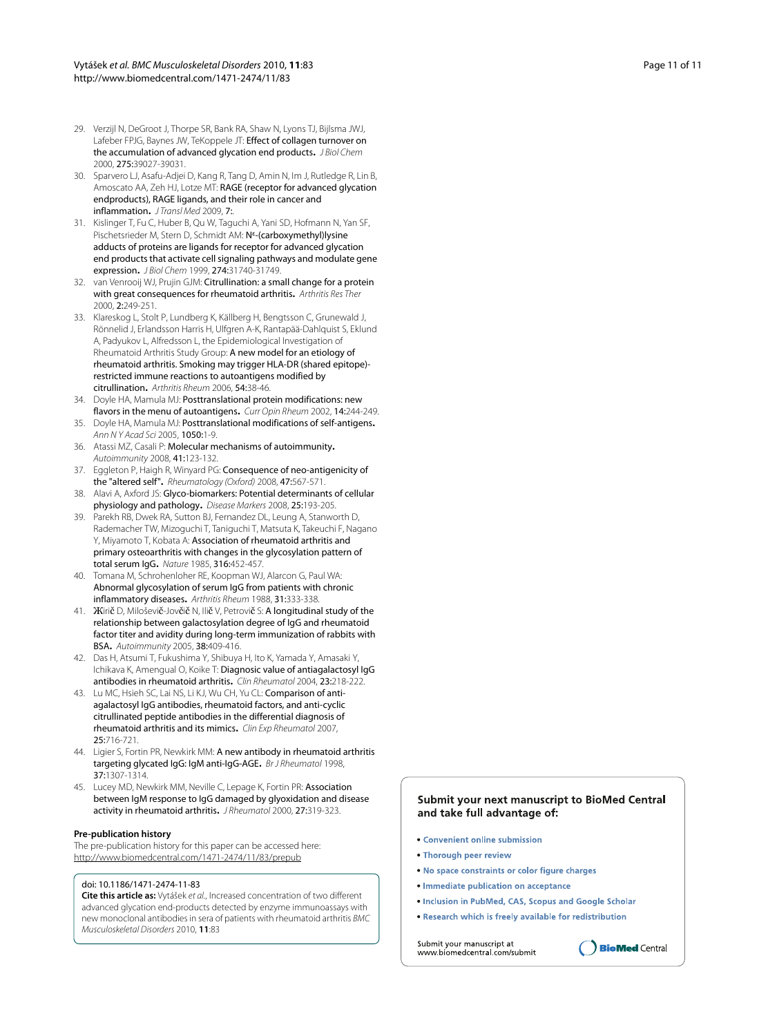29. Verzijl N, DeGroot J, Thorpe SR, Bank RA, Shaw N, Lyons TJ, Bijlsma JWJ, Lafeber FPJG, Baynes JW, TeKoppele JT: **Effect of collagen turnover on the accumulation of advanced glycation end products.** *J Biol Chem* 2000, **275**:39027-39031.
30. Sparvero LJ, Asafu-Adjei D, Kang R, Tang D, Amin N, Im J, Rutledge R, Lin B, Amoscato AA, Zeh HJ, Lotze MT: **RAGE (receptor for advanced glycation endproducts), RAGE ligands, and their role in cancer and inflammation.** *J Transl Med* 2009, **7**:.
31. Kislinger T, Fu C, Huber B, Qu W, Taguchi A, Yani SD, Hofmann N, Yan SF, Pischetsrieder M, Stern D, Schmidt AM: **N$^{\varepsilon}$-(carboxymethyl)lysine adducts of proteins are ligands for receptor for advanced glycation end products that activate cell signaling pathways and modulate gene expression.** *J Biol Chem* 1999, **274**:31740-31749.
32. van Venrooij WJ, Prujin GJM: **Citrullination: a small change for a protein with great consequences for rheumatoid arthritis.** *Arthritis Res Ther* 2000, **2**:249-251.
33. Klareskog L, Stolt P, Lundberg K, Källberg H, Bengtsson C, Grunewald J, Rönnelid J, Erlandsson Harris H, Ulfgren A-K, Rantapää-Dahlquist S, Eklund A, Padyukov L, Alfredsson L, the Epidemiological Investigation of Rheumatoid Arthritis Study Group: **A new model for an etiology of rheumatoid arthritis. Smoking may trigger HLA-DR (shared epitope)-restricted immune reactions to autoantigens modified by citrullination.** *Arthritis Rheum* 2006, **54**:38-46.
34. Doyle HA, Mamula MJ: **Posttranslational protein modifications: new flavors in the menu of autoantigens.** *Curr Opin Rheum* 2002, **14**:244-249.
35. Doyle HA, Mamula MJ: **Posttranslational modifications of self-antigens.** *Ann N Y Acad Sci* 2005, **1050**:1-9.
36. Atassi MZ, Casali P: **Molecular mechanisms of autoimmunity.** *Autoimmunity* 2008, **41**:123-132.
37. Eggleton P, Haigh R, Winyard PG: **Consequence of neo-antigenicity of the "altered self".** *Rheumatology (Oxford)* 2008, **47**:567-571.
38. Alavi A, Axford JS: **Glyco-biomarkers: Potential determinants of cellular physiology and pathology.** *Disease Markers* 2008, **25**:193-205.
39. Parekh RB, Dwek RA, Sutton BJ, Fernandez DL, Leung A, Stanworth D, Rademacher TW, Mizoguchi T, Taniguchi T, Matsuta K, Takeuchi F, Nagano Y, Miyamoto T, Kobata A: **Association of rheumatoid arthritis and primary osteoarthritis with changes in the glycosylation pattern of total serum IgG.** *Nature* 1985, **316**:452-457.
40. Tomana M, Schrohenloher RE, Koopman WJ, Alarcon G, Paul WA: **Abnormal glycosylation of serum IgG from patients with chronic inflammatory diseases.** *Arthritis Rheum* 1988, **31**:333-338.
41. Жirič D, Miloševič-Jovčič N, Ilič V, Petrovič S: **A longitudinal study of the relationship between galactosylation degree of IgG and rheumatoid factor titer and avidity during long-term immunization of rabbits with BSA.** *Autoimmunity* 2005, **38**:409-416.
42. Das H, Atsumi T, Fukushima Y, Shibuya H, Ito K, Yamada Y, Amasaki Y, Ichikava K, Amengual O, Koike T: **Diagnostic value of antiagalactosyl IgG antibodies in rheumatoid arthritis.** *Clin Rheumatol* 2004, **23**:218-222.
43. Lu MC, Hsieh SC, Lai NS, Li KJ, Wu CH, Yu CL: **Comparison of anti-agalactosyl IgG antibodies, rheumatoid factors, and anti-cyclic citrullinated peptide antibodies in the differential diagnosis of rheumatoid arthritis and its mimics.** *Clin Exp Rheumatol* 2007, **25**:716-721.
44. Ligier S, Fortin PR, Newkirk MM: **A new antibody in rheumatoid arthritis targeting glycated IgG: IgM anti-IgG-AGE.** *Br J Rheumatol* 1998, **37**:1307-1314.
45. Lucey MD, Newkirk MM, Neville C, Lepage K, Fortin PR: **Association between IgM response to IgG damaged by glyoxidation and disease activity in rheumatoid arthritis.** *J Rheumatol* 2000, **27**:319-323.

#### Pre-publication history

The pre-publication history for this paper can be accessed here:
http://www.biomedcentral.com/1471-2474/11/83/prepub

doi: 10.1186/1471-2474-11-83

**Cite this article as:** Vytášek *et al.*, Increased concentration of two different advanced glycation end-products detected by enzyme immunoassays with new monoclonal antibodies in sera of patients with rheumatoid arthritis *BMC Musculoskeletal Disorders* 2010, **11**:83

**Submit your next manuscript to BioMed Central and take full advantage of:**

- Convenient online submission
- Thorough peer review
- No space constraints or color figure charges
- Immediate publication on acceptance
- Inclusion in PubMed, CAS, Scopus and Google Scholar
- Research which is freely available for redistribution

Submit your manuscript at
www.biomedcentral.com/submit

BioMed Central